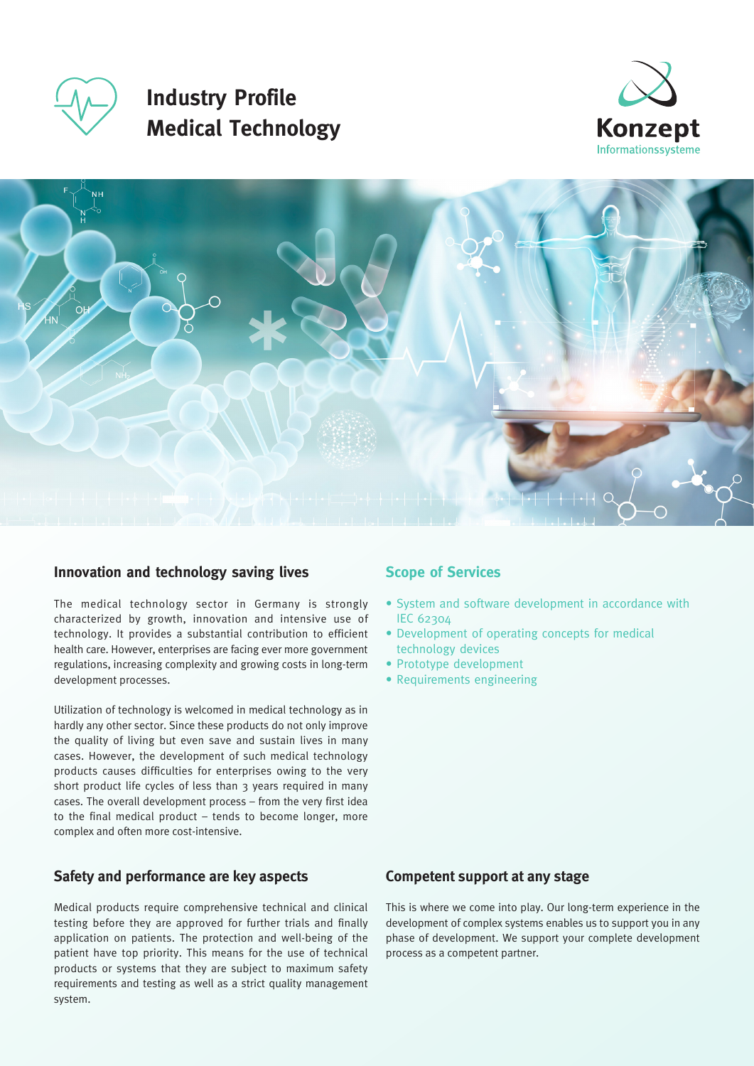# Industry Profile Medical Technology

Konzept
Informationssysteme

## Innovation and technology saving lives

The medical technology sector in Germany is strongly characterized by growth, innovation and intensive use of technology. It provides a substantial contribution to efficient health care. However, enterprises are facing ever more government regulations, increasing complexity and growing costs in long-term development processes.

Utilization of technology is welcomed in medical technology as in hardly any other sector. Since these products do not only improve the quality of living but even save and sustain lives in many cases. However, the development of such medical technology products causes difficulties for enterprises owing to the very short product life cycles of less than 3 years required in many cases. The overall development process – from the very first idea to the final medical product – tends to become longer, more complex and often more cost-intensive.

## Scope of Services

- System and software development in accordance with IEC 62304
- Development of operating concepts for medical technology devices
- Prototype development
- Requirements engineering

## Safety and performance are key aspects

Medical products require comprehensive technical and clinical testing before they are approved for further trials and finally application on patients. The protection and well-being of the patient have top priority. This means for the use of technical products or systems that they are subject to maximum safety requirements and testing as well as a strict quality management system.

## Competent support at any stage

This is where we come into play. Our long-term experience in the development of complex systems enables us to support you in any phase of development. We support your complete development process as a competent partner.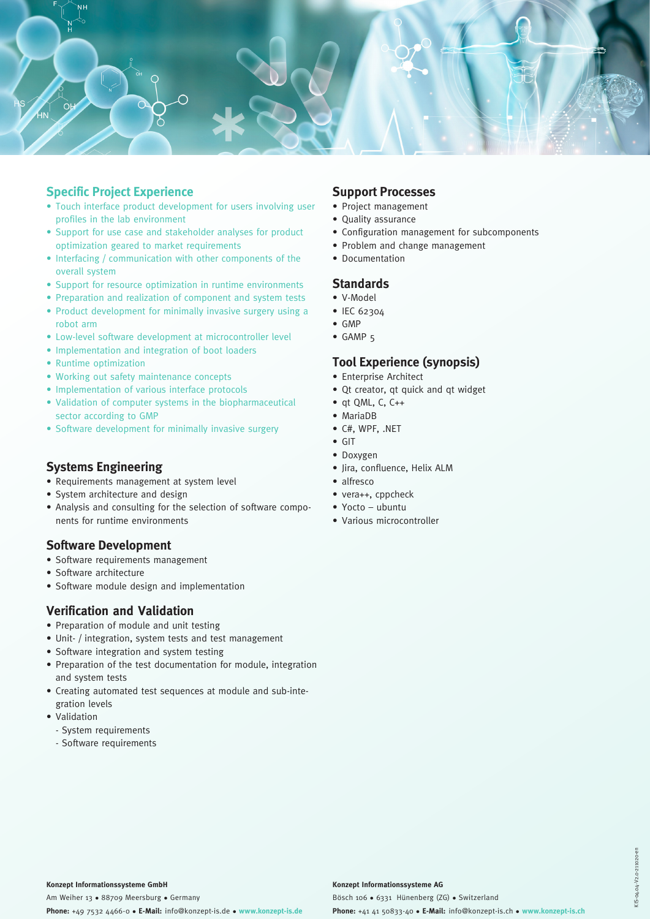## Specific Project Experience

- Touch interface product development for users involving user profiles in the lab environment
- Support for use case and stakeholder analyses for product optimization geared to market requirements
- Interfacing / communication with other components of the overall system
- Support for resource optimization in runtime environments
- Preparation and realization of component and system tests
- Product development for minimally invasive surgery using a robot arm
- Low-level software development at microcontroller level
- Implementation and integration of boot loaders
- Runtime optimization
- Working out safety maintenance concepts
- Implementation of various interface protocols
- Validation of computer systems in the biopharmaceutical sector according to GMP
- Software development for minimally invasive surgery

## Systems Engineering

- Requirements management at system level
- System architecture and design
- Analysis and consulting for the selection of software components for runtime environments

## Software Development

- Software requirements management
- Software architecture
- Software module design and implementation

## Verification and Validation

- Preparation of module and unit testing
- Unit- / integration, system tests and test management
- Software integration and system testing
- Preparation of the test documentation for module, integration and system tests
- Creating automated test sequences at module and sub-integration levels
- Validation
  - System requirements
  - Software requirements

## Support Processes

- Project management
- Quality assurance
- Configuration management for subcomponents
- Problem and change management
- Documentation

## Standards

- V-Model
- IEC 62304
- GMP
- GAMP 5

## Tool Experience (synopsis)

- Enterprise Architect
- Qt creator, qt quick and qt widget
- qt QML, C, C++
- MariaDB
- C#, WPF, .NET
- GIT
- Doxygen
- Jira, confluence, Helix ALM
- alfresco
- vera++, cppcheck
- Yocto – ubuntu
- Various microcontroller

**Konzept Informationssysteme GmbH**
Am Weiher 13 • 88709 Meersburg • Germany
**Phone:** +49 7532 4466-0 • **E-Mail:** info@konzept-is.de • **www.konzept-is.de**

**Konzept Informationssysteme AG**
Bösch 106 • 6331 Hünenberg (ZG) • Switzerland
**Phone:** +41 41 50833-40 • **E-Mail:** info@konzept-is.ch • **www.konzept-is.ch**